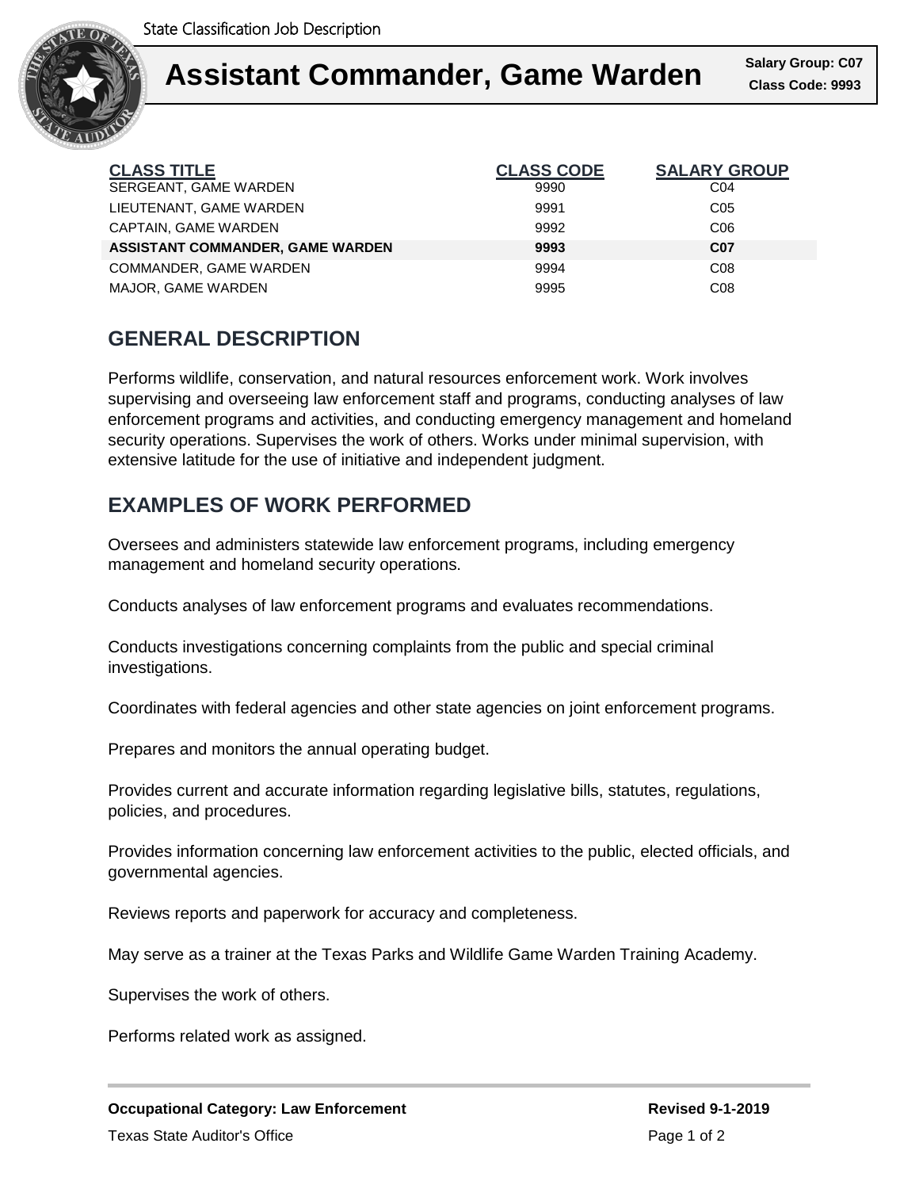State Classification Job Description

# Assistant Commander, Game Warden

**Salary Group: C07**
**Class Code: 9993**

| CLASS TITLE | CLASS CODE | SALARY GROUP |
|---|---|---|
| SERGEANT, GAME WARDEN | 9990 | C04 |
| LIEUTENANT, GAME WARDEN | 9991 | C05 |
| CAPTAIN, GAME WARDEN | 9992 | C06 |
| **ASSISTANT COMMANDER, GAME WARDEN** | **9993** | **C07** |
| COMMANDER, GAME WARDEN | 9994 | C08 |
| MAJOR, GAME WARDEN | 9995 | C08 |

## GENERAL DESCRIPTION

Performs wildlife, conservation, and natural resources enforcement work. Work involves supervising and overseeing law enforcement staff and programs, conducting analyses of law enforcement programs and activities, and conducting emergency management and homeland security operations. Supervises the work of others. Works under minimal supervision, with extensive latitude for the use of initiative and independent judgment.

## EXAMPLES OF WORK PERFORMED

Oversees and administers statewide law enforcement programs, including emergency management and homeland security operations.

Conducts analyses of law enforcement programs and evaluates recommendations.

Conducts investigations concerning complaints from the public and special criminal investigations.

Coordinates with federal agencies and other state agencies on joint enforcement programs.

Prepares and monitors the annual operating budget.

Provides current and accurate information regarding legislative bills, statutes, regulations, policies, and procedures.

Provides information concerning law enforcement activities to the public, elected officials, and governmental agencies.

Reviews reports and paperwork for accuracy and completeness.

May serve as a trainer at the Texas Parks and Wildlife Game Warden Training Academy.

Supervises the work of others.

Performs related work as assigned.

**Occupational Category: Law Enforcement**

**Revised 9-1-2019**

Texas State Auditor's Office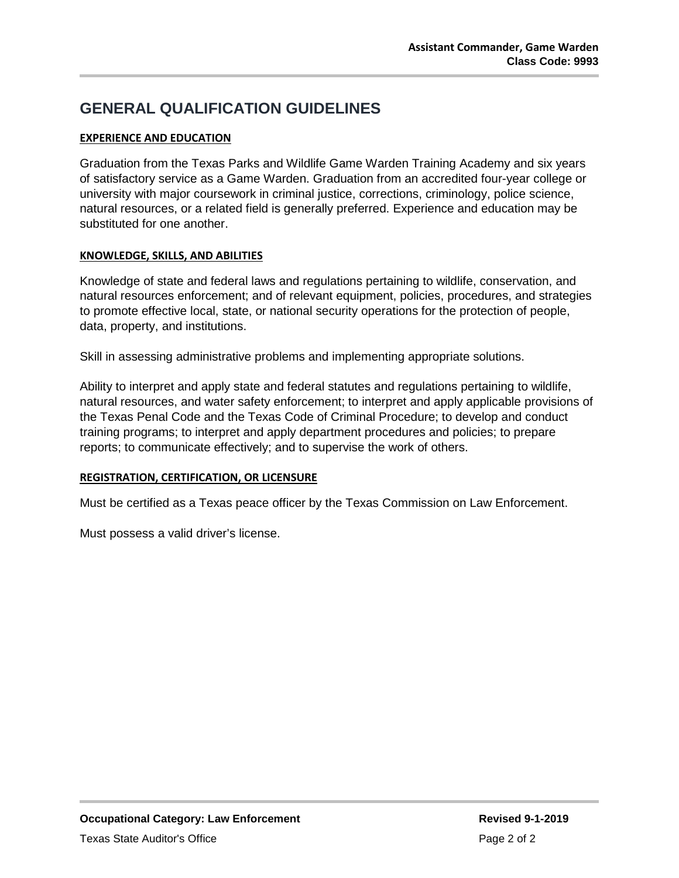## GENERAL QUALIFICATION GUIDELINES

### EXPERIENCE AND EDUCATION

Graduation from the Texas Parks and Wildlife Game Warden Training Academy and six years of satisfactory service as a Game Warden. Graduation from an accredited four-year college or university with major coursework in criminal justice, corrections, criminology, police science, natural resources, or a related field is generally preferred. Experience and education may be substituted for one another.

### KNOWLEDGE, SKILLS, AND ABILITIES

Knowledge of state and federal laws and regulations pertaining to wildlife, conservation, and natural resources enforcement; and of relevant equipment, policies, procedures, and strategies to promote effective local, state, or national security operations for the protection of people, data, property, and institutions.

Skill in assessing administrative problems and implementing appropriate solutions.

Ability to interpret and apply state and federal statutes and regulations pertaining to wildlife, natural resources, and water safety enforcement; to interpret and apply applicable provisions of the Texas Penal Code and the Texas Code of Criminal Procedure; to develop and conduct training programs; to interpret and apply department procedures and policies; to prepare reports; to communicate effectively; and to supervise the work of others.

### REGISTRATION, CERTIFICATION, OR LICENSURE

Must be certified as a Texas peace officer by the Texas Commission on Law Enforcement.

Must possess a valid driver's license.